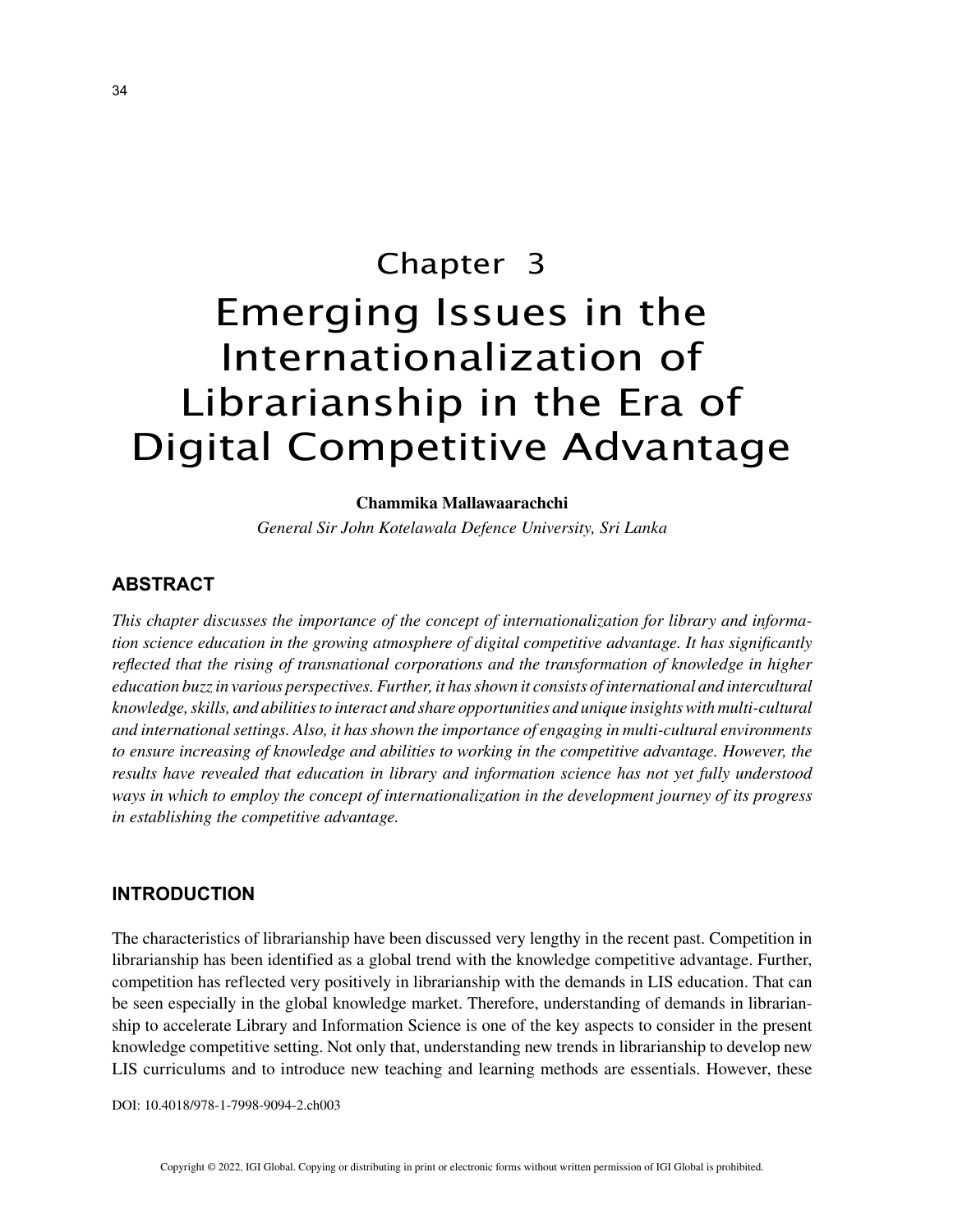# Chapter 3
# Emerging Issues in the Internationalization of Librarianship in the Era of Digital Competitive Advantage

**Chammika Mallawaarachchi**

*General Sir John Kotelawala Defence University, Sri Lanka*

## ABSTRACT

*This chapter discusses the importance of the concept of internationalization for library and information science education in the growing atmosphere of digital competitive advantage. It has significantly reflected that the rising of transnational corporations and the transformation of knowledge in higher education buzz in various perspectives. Further, it has shown it consists of international and intercultural knowledge, skills, and abilities to interact and share opportunities and unique insights with multi-cultural and international settings. Also, it has shown the importance of engaging in multi-cultural environments to ensure increasing of knowledge and abilities to working in the competitive advantage. However, the results have revealed that education in library and information science has not yet fully understood ways in which to employ the concept of internationalization in the development journey of its progress in establishing the competitive advantage.*

## INTRODUCTION

The characteristics of librarianship have been discussed very lengthy in the recent past. Competition in librarianship has been identified as a global trend with the knowledge competitive advantage. Further, competition has reflected very positively in librarianship with the demands in LIS education. That can be seen especially in the global knowledge market. Therefore, understanding of demands in librarianship to accelerate Library and Information Science is one of the key aspects to consider in the present knowledge competitive setting. Not only that, understanding new trends in librarianship to develop new LIS curriculums and to introduce new teaching and learning methods are essentials. However, these

DOI: 10.4018/978-1-7998-9094-2.ch003

Copyright © 2022, IGI Global. Copying or distributing in print or electronic forms without written permission of IGI Global is prohibited.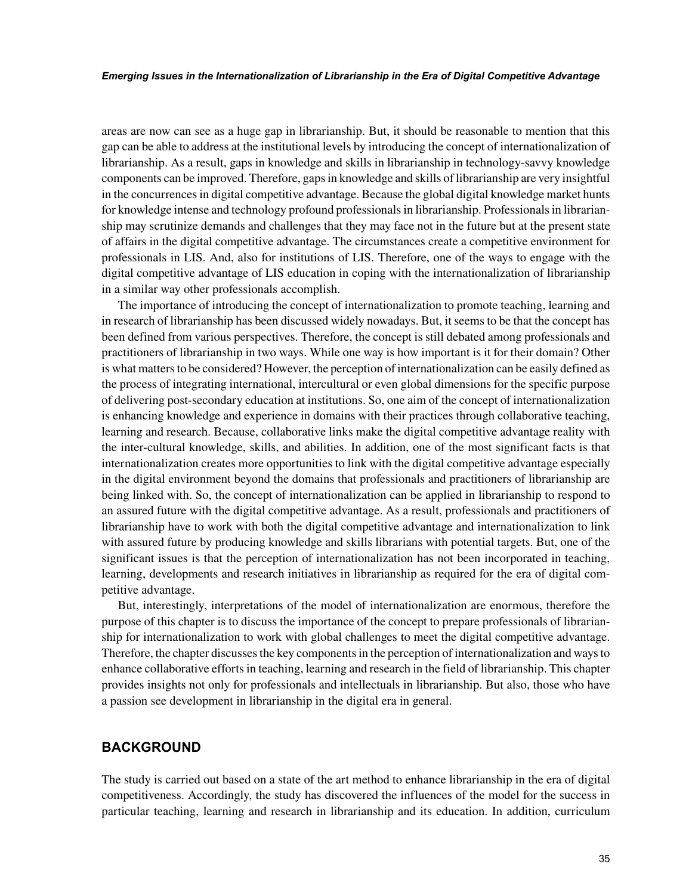areas are now can see as a huge gap in librarianship. But, it should be reasonable to mention that this gap can be able to address at the institutional levels by introducing the concept of internationalization of librarianship. As a result, gaps in knowledge and skills in librarianship in technology-savvy knowledge components can be improved. Therefore, gaps in knowledge and skills of librarianship are very insightful in the concurrences in digital competitive advantage. Because the global digital knowledge market hunts for knowledge intense and technology profound professionals in librarianship. Professionals in librarianship may scrutinize demands and challenges that they may face not in the future but at the present state of affairs in the digital competitive advantage. The circumstances create a competitive environment for professionals in LIS. And, also for institutions of LIS. Therefore, one of the ways to engage with the digital competitive advantage of LIS education in coping with the internationalization of librarianship in a similar way other professionals accomplish.

The importance of introducing the concept of internationalization to promote teaching, learning and in research of librarianship has been discussed widely nowadays. But, it seems to be that the concept has been defined from various perspectives. Therefore, the concept is still debated among professionals and practitioners of librarianship in two ways. While one way is how important is it for their domain? Other is what matters to be considered? However, the perception of internationalization can be easily defined as the process of integrating international, intercultural or even global dimensions for the specific purpose of delivering post-secondary education at institutions. So, one aim of the concept of internationalization is enhancing knowledge and experience in domains with their practices through collaborative teaching, learning and research. Because, collaborative links make the digital competitive advantage reality with the inter-cultural knowledge, skills, and abilities. In addition, one of the most significant facts is that internationalization creates more opportunities to link with the digital competitive advantage especially in the digital environment beyond the domains that professionals and practitioners of librarianship are being linked with. So, the concept of internationalization can be applied in librarianship to respond to an assured future with the digital competitive advantage. As a result, professionals and practitioners of librarianship have to work with both the digital competitive advantage and internationalization to link with assured future by producing knowledge and skills librarians with potential targets. But, one of the significant issues is that the perception of internationalization has not been incorporated in teaching, learning, developments and research initiatives in librarianship as required for the era of digital competitive advantage.

But, interestingly, interpretations of the model of internationalization are enormous, therefore the purpose of this chapter is to discuss the importance of the concept to prepare professionals of librarianship for internationalization to work with global challenges to meet the digital competitive advantage. Therefore, the chapter discusses the key components in the perception of internationalization and ways to enhance collaborative efforts in teaching, learning and research in the field of librarianship. This chapter provides insights not only for professionals and intellectuals in librarianship. But also, those who have a passion see development in librarianship in the digital era in general.

## BACKGROUND

The study is carried out based on a state of the art method to enhance librarianship in the era of digital competitiveness. Accordingly, the study has discovered the influences of the model for the success in particular teaching, learning and research in librarianship and its education. In addition, curriculum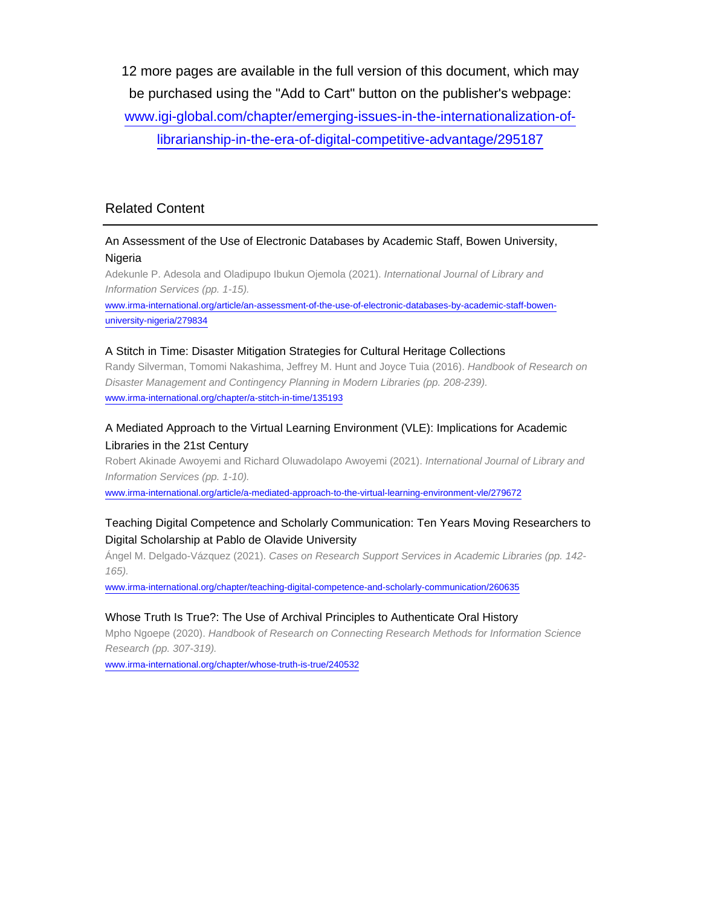12 more pages are available in the full version of this document, which may be purchased using the "Add to Cart" button on the publisher's webpage: [www.igi-global.com/chapter/emerging-issues-in-the-internationalization-of-librarianship-in-the-era-of-digital-competitive-advantage/295187](www.igi-global.com/chapter/emerging-issues-in-the-internationalization-of-librarianship-in-the-era-of-digital-competitive-advantage/295187)

## Related Content

An Assessment of the Use of Electronic Databases by Academic Staff, Bowen University, Nigeria
Adekunle P. Adesola and Oladipupo Ibukun Ojemola (2021). *International Journal of Library and Information Services (pp. 1-15).*
[www.irma-international.org/article/an-assessment-of-the-use-of-electronic-databases-by-academic-staff-bowen-university-nigeria/279834](www.irma-international.org/article/an-assessment-of-the-use-of-electronic-databases-by-academic-staff-bowen-university-nigeria/279834)

A Stitch in Time: Disaster Mitigation Strategies for Cultural Heritage Collections
Randy Silverman, Tomomi Nakashima, Jeffrey M. Hunt and Joyce Tuia (2016). *Handbook of Research on Disaster Management and Contingency Planning in Modern Libraries (pp. 208-239).*
[www.irma-international.org/chapter/a-stitch-in-time/135193](www.irma-international.org/chapter/a-stitch-in-time/135193)

A Mediated Approach to the Virtual Learning Environment (VLE): Implications for Academic Libraries in the 21st Century
Robert Akinade Awoyemi and Richard Oluwadolapo Awoyemi (2021). *International Journal of Library and Information Services (pp. 1-10).*
[www.irma-international.org/article/a-mediated-approach-to-the-virtual-learning-environment-vle/279672](www.irma-international.org/article/a-mediated-approach-to-the-virtual-learning-environment-vle/279672)

Teaching Digital Competence and Scholarly Communication: Ten Years Moving Researchers to Digital Scholarship at Pablo de Olavide University
Ángel M. Delgado-Vázquez (2021). *Cases on Research Support Services in Academic Libraries (pp. 142-165).*
[www.irma-international.org/chapter/teaching-digital-competence-and-scholarly-communication/260635](www.irma-international.org/chapter/teaching-digital-competence-and-scholarly-communication/260635)

Whose Truth Is True?: The Use of Archival Principles to Authenticate Oral History
Mpho Ngoepe (2020). *Handbook of Research on Connecting Research Methods for Information Science Research (pp. 307-319).*
[www.irma-international.org/chapter/whose-truth-is-true/240532](www.irma-international.org/chapter/whose-truth-is-true/240532)